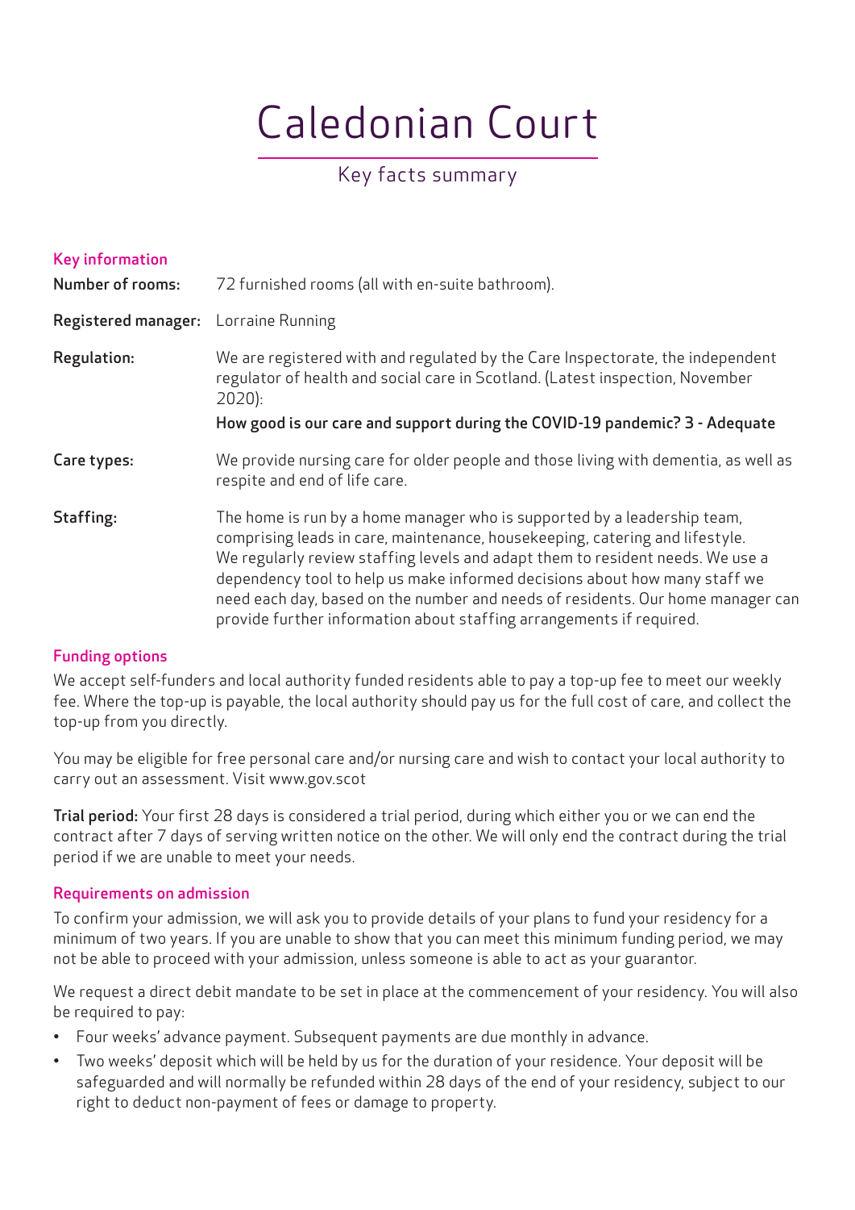# Caledonian Court

## Key facts summary

### Key information

**Number of rooms:** 72 furnished rooms (all with en-suite bathroom).

**Registered manager:** Lorraine Running

**Regulation:** We are registered with and regulated by the Care Inspectorate, the independent regulator of health and social care in Scotland. (Latest inspection, November 2020):

**How good is our care and support during the COVID-19 pandemic? 3 - Adequate**

**Care types:** We provide nursing care for older people and those living with dementia, as well as respite and end of life care.

**Staffing:** The home is run by a home manager who is supported by a leadership team, comprising leads in care, maintenance, housekeeping, catering and lifestyle. We regularly review staffing levels and adapt them to resident needs. We use a dependency tool to help us make informed decisions about how many staff we need each day, based on the number and needs of residents. Our home manager can provide further information about staffing arrangements if required.

### Funding options

We accept self-funders and local authority funded residents able to pay a top-up fee to meet our weekly fee. Where the top-up is payable, the local authority should pay us for the full cost of care, and collect the top-up from you directly.

You may be eligible for free personal care and/or nursing care and wish to contact your local authority to carry out an assessment. Visit www.gov.scot

**Trial period:** Your first 28 days is considered a trial period, during which either you or we can end the contract after 7 days of serving written notice on the other. We will only end the contract during the trial period if we are unable to meet your needs.

### Requirements on admission

To confirm your admission, we will ask you to provide details of your plans to fund your residency for a minimum of two years. If you are unable to show that you can meet this minimum funding period, we may not be able to proceed with your admission, unless someone is able to act as your guarantor.

We request a direct debit mandate to be set in place at the commencement of your residency. You will also be required to pay:

- Four weeks' advance payment. Subsequent payments are due monthly in advance.
- Two weeks' deposit which will be held by us for the duration of your residence. Your deposit will be safeguarded and will normally be refunded within 28 days of the end of your residency, subject to our right to deduct non-payment of fees or damage to property.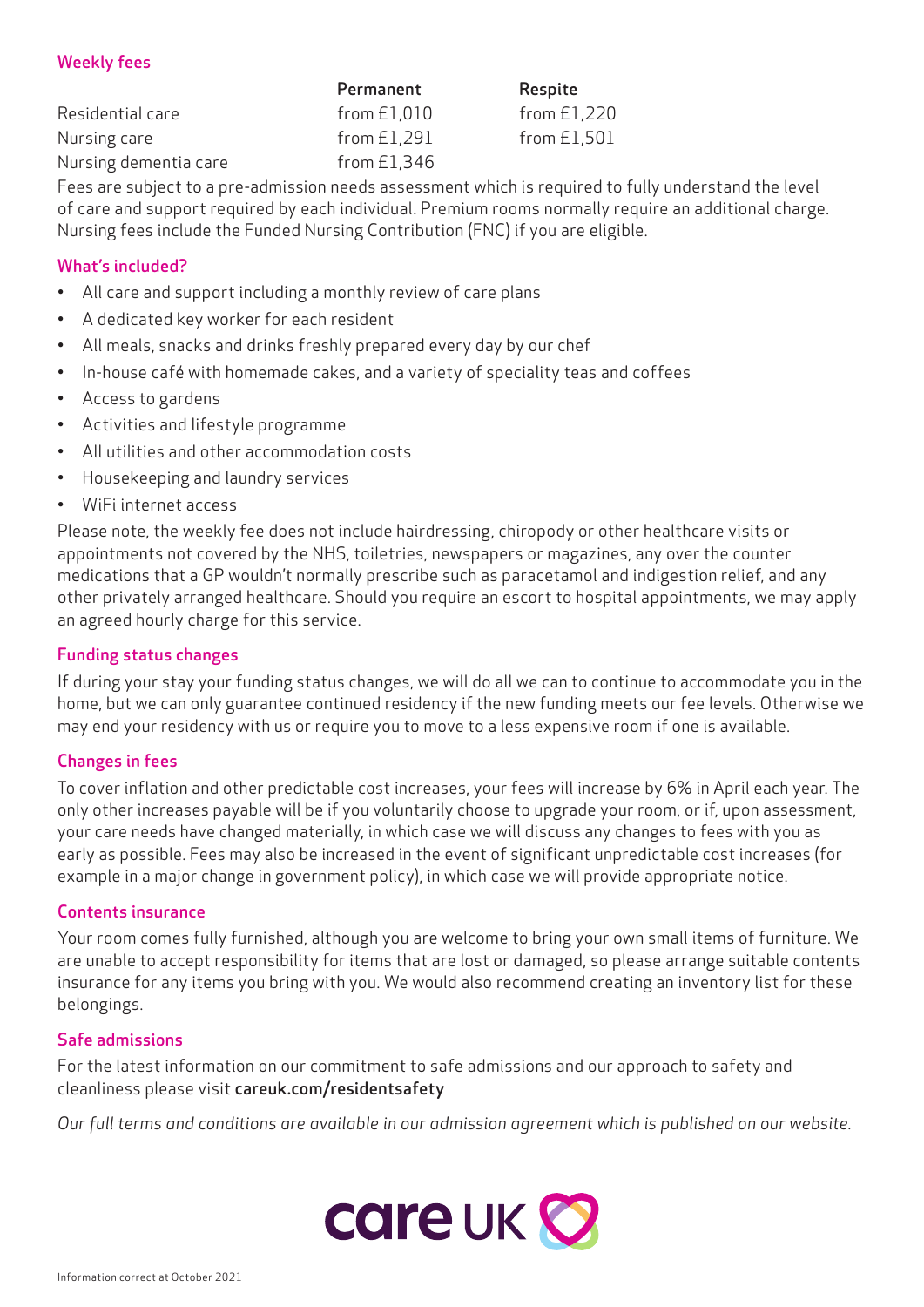## Weekly fees

| | Permanent | Respite |
|---|---|---|
| Residential care | from £1,010 | from £1,220 |
| Nursing care | from £1,291 | from £1,501 |
| Nursing dementia care | from £1,346 | |

Fees are subject to a pre-admission needs assessment which is required to fully understand the level of care and support required by each individual. Premium rooms normally require an additional charge. Nursing fees include the Funded Nursing Contribution (FNC) if you are eligible.

## What's included?

- All care and support including a monthly review of care plans
- A dedicated key worker for each resident
- All meals, snacks and drinks freshly prepared every day by our chef
- In-house café with homemade cakes, and a variety of speciality teas and coffees
- Access to gardens
- Activities and lifestyle programme
- All utilities and other accommodation costs
- Housekeeping and laundry services
- WiFi internet access

Please note, the weekly fee does not include hairdressing, chiropody or other healthcare visits or appointments not covered by the NHS, toiletries, newspapers or magazines, any over the counter medications that a GP wouldn't normally prescribe such as paracetamol and indigestion relief, and any other privately arranged healthcare. Should you require an escort to hospital appointments, we may apply an agreed hourly charge for this service.

## Funding status changes

If during your stay your funding status changes, we will do all we can to continue to accommodate you in the home, but we can only guarantee continued residency if the new funding meets our fee levels. Otherwise we may end your residency with us or require you to move to a less expensive room if one is available.

## Changes in fees

To cover inflation and other predictable cost increases, your fees will increase by 6% in April each year. The only other increases payable will be if you voluntarily choose to upgrade your room, or if, upon assessment, your care needs have changed materially, in which case we will discuss any changes to fees with you as early as possible. Fees may also be increased in the event of significant unpredictable cost increases (for example in a major change in government policy), in which case we will provide appropriate notice.

## Contents insurance

Your room comes fully furnished, although you are welcome to bring your own small items of furniture. We are unable to accept responsibility for items that are lost or damaged, so please arrange suitable contents insurance for any items you bring with you. We would also recommend creating an inventory list for these belongings.

## Safe admissions

For the latest information on our commitment to safe admissions and our approach to safety and cleanliness please visit **careuk.com/residentsafety**

*Our full terms and conditions are available in our admission agreement which is published on our website.*

care UK

Information correct at October 2021